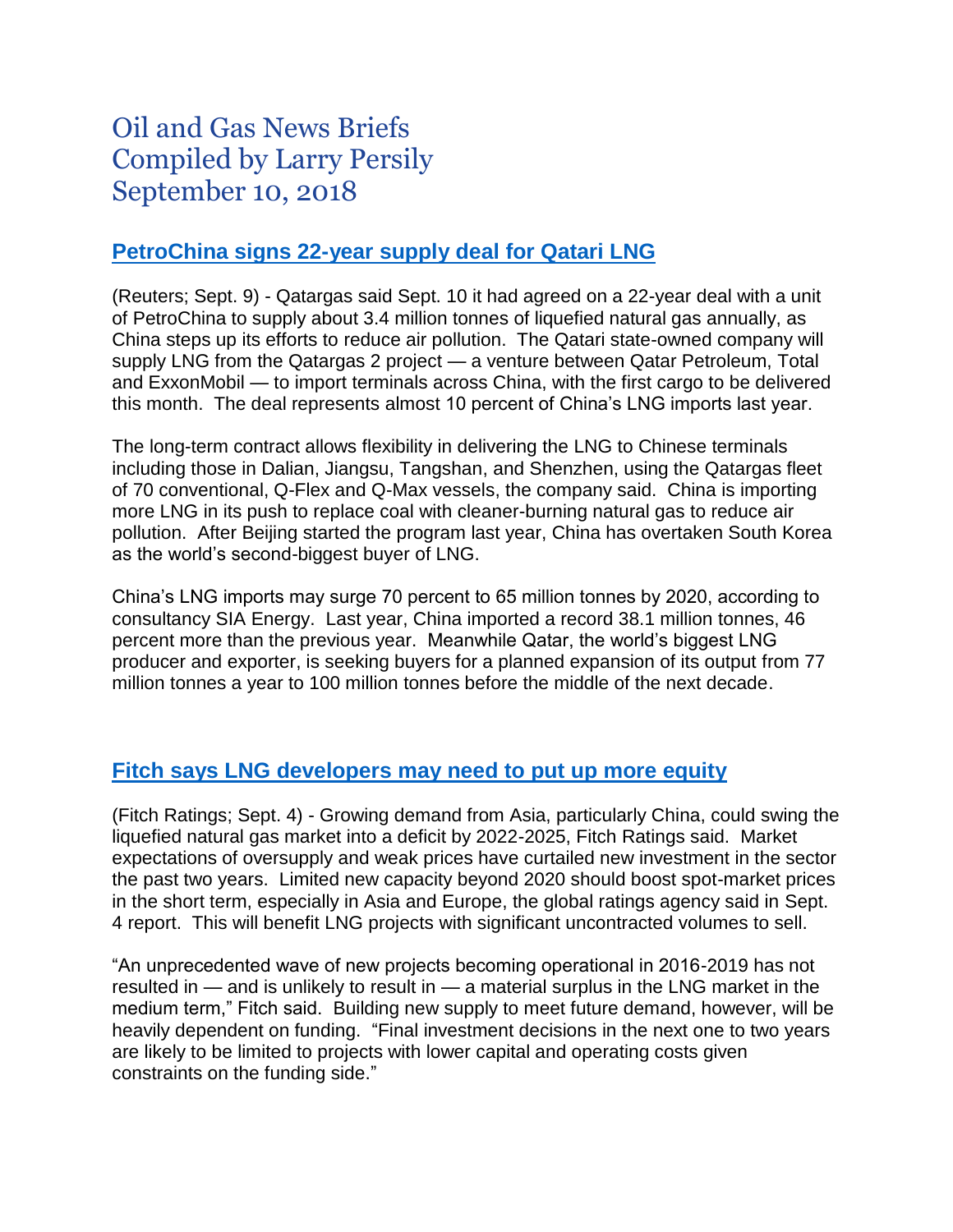# Oil and Gas News Briefs
# Compiled by Larry Persily
# September 10, 2018

## PetroChina signs 22-year supply deal for Qatari LNG

(Reuters; Sept. 9) - Qatargas said Sept. 10 it had agreed on a 22-year deal with a unit of PetroChina to supply about 3.4 million tonnes of liquefied natural gas annually, as China steps up its efforts to reduce air pollution. The Qatari state-owned company will supply LNG from the Qatargas 2 project — a venture between Qatar Petroleum, Total and ExxonMobil — to import terminals across China, with the first cargo to be delivered this month. The deal represents almost 10 percent of China's LNG imports last year.

The long-term contract allows flexibility in delivering the LNG to Chinese terminals including those in Dalian, Jiangsu, Tangshan, and Shenzhen, using the Qatargas fleet of 70 conventional, Q-Flex and Q-Max vessels, the company said. China is importing more LNG in its push to replace coal with cleaner-burning natural gas to reduce air pollution. After Beijing started the program last year, China has overtaken South Korea as the world's second-biggest buyer of LNG.

China's LNG imports may surge 70 percent to 65 million tonnes by 2020, according to consultancy SIA Energy. Last year, China imported a record 38.1 million tonnes, 46 percent more than the previous year. Meanwhile Qatar, the world's biggest LNG producer and exporter, is seeking buyers for a planned expansion of its output from 77 million tonnes a year to 100 million tonnes before the middle of the next decade.

## Fitch says LNG developers may need to put up more equity

(Fitch Ratings; Sept. 4) - Growing demand from Asia, particularly China, could swing the liquefied natural gas market into a deficit by 2022-2025, Fitch Ratings said. Market expectations of oversupply and weak prices have curtailed new investment in the sector the past two years. Limited new capacity beyond 2020 should boost spot-market prices in the short term, especially in Asia and Europe, the global ratings agency said in Sept. 4 report. This will benefit LNG projects with significant uncontracted volumes to sell.

"An unprecedented wave of new projects becoming operational in 2016-2019 has not resulted in — and is unlikely to result in — a material surplus in the LNG market in the medium term," Fitch said. Building new supply to meet future demand, however, will be heavily dependent on funding. "Final investment decisions in the next one to two years are likely to be limited to projects with lower capital and operating costs given constraints on the funding side."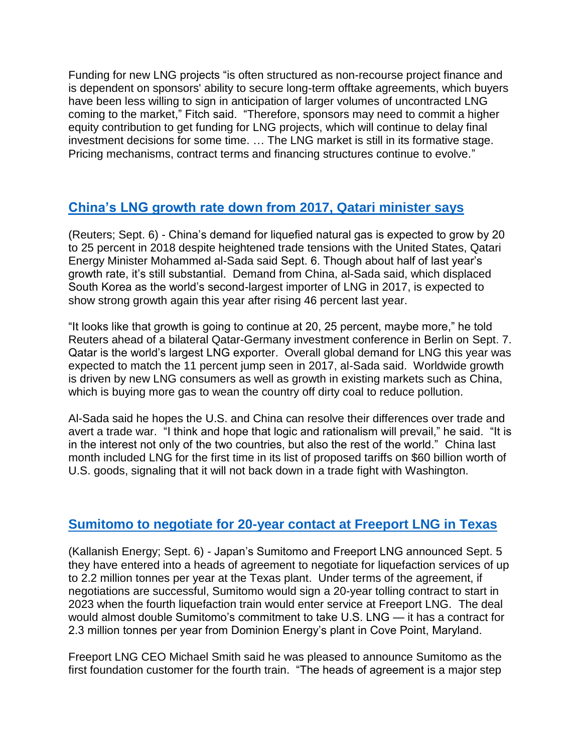Funding for new LNG projects "is often structured as non-recourse project finance and is dependent on sponsors' ability to secure long-term offtake agreements, which buyers have been less willing to sign in anticipation of larger volumes of uncontracted LNG coming to the market," Fitch said. "Therefore, sponsors may need to commit a higher equity contribution to get funding for LNG projects, which will continue to delay final investment decisions for some time. … The LNG market is still in its formative stage. Pricing mechanisms, contract terms and financing structures continue to evolve."

## China's LNG growth rate down from 2017, Qatari minister says

(Reuters; Sept. 6) - China's demand for liquefied natural gas is expected to grow by 20 to 25 percent in 2018 despite heightened trade tensions with the United States, Qatari Energy Minister Mohammed al-Sada said Sept. 6. Though about half of last year's growth rate, it's still substantial. Demand from China, al-Sada said, which displaced South Korea as the world's second-largest importer of LNG in 2017, is expected to show strong growth again this year after rising 46 percent last year.

"It looks like that growth is going to continue at 20, 25 percent, maybe more," he told Reuters ahead of a bilateral Qatar-Germany investment conference in Berlin on Sept. 7. Qatar is the world's largest LNG exporter. Overall global demand for LNG this year was expected to match the 11 percent jump seen in 2017, al-Sada said. Worldwide growth is driven by new LNG consumers as well as growth in existing markets such as China, which is buying more gas to wean the country off dirty coal to reduce pollution.

Al-Sada said he hopes the U.S. and China can resolve their differences over trade and avert a trade war. "I think and hope that logic and rationalism will prevail," he said. "It is in the interest not only of the two countries, but also the rest of the world." China last month included LNG for the first time in its list of proposed tariffs on $60 billion worth of U.S. goods, signaling that it will not back down in a trade fight with Washington.

## Sumitomo to negotiate for 20-year contact at Freeport LNG in Texas

(Kallanish Energy; Sept. 6) - Japan's Sumitomo and Freeport LNG announced Sept. 5 they have entered into a heads of agreement to negotiate for liquefaction services of up to 2.2 million tonnes per year at the Texas plant. Under terms of the agreement, if negotiations are successful, Sumitomo would sign a 20-year tolling contract to start in 2023 when the fourth liquefaction train would enter service at Freeport LNG. The deal would almost double Sumitomo's commitment to take U.S. LNG — it has a contract for 2.3 million tonnes per year from Dominion Energy's plant in Cove Point, Maryland.

Freeport LNG CEO Michael Smith said he was pleased to announce Sumitomo as the first foundation customer for the fourth train. "The heads of agreement is a major step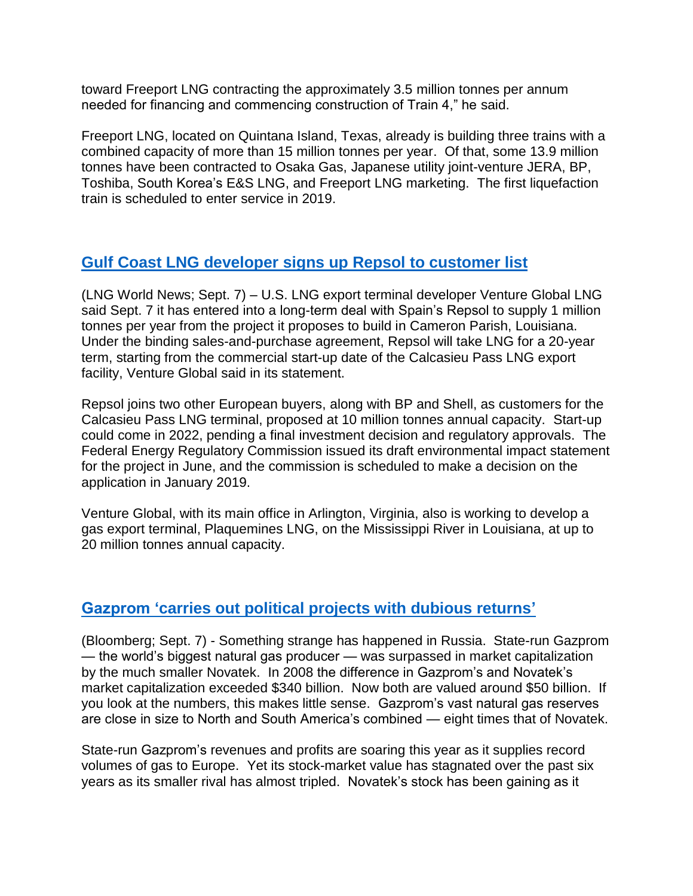toward Freeport LNG contracting the approximately 3.5 million tonnes per annum needed for financing and commencing construction of Train 4," he said.

Freeport LNG, located on Quintana Island, Texas, already is building three trains with a combined capacity of more than 15 million tonnes per year. Of that, some 13.9 million tonnes have been contracted to Osaka Gas, Japanese utility joint-venture JERA, BP, Toshiba, South Korea's E&S LNG, and Freeport LNG marketing. The first liquefaction train is scheduled to enter service in 2019.

## Gulf Coast LNG developer signs up Repsol to customer list

(LNG World News; Sept. 7) – U.S. LNG export terminal developer Venture Global LNG said Sept. 7 it has entered into a long-term deal with Spain's Repsol to supply 1 million tonnes per year from the project it proposes to build in Cameron Parish, Louisiana. Under the binding sales-and-purchase agreement, Repsol will take LNG for a 20-year term, starting from the commercial start-up date of the Calcasieu Pass LNG export facility, Venture Global said in its statement.

Repsol joins two other European buyers, along with BP and Shell, as customers for the Calcasieu Pass LNG terminal, proposed at 10 million tonnes annual capacity. Start-up could come in 2022, pending a final investment decision and regulatory approvals. The Federal Energy Regulatory Commission issued its draft environmental impact statement for the project in June, and the commission is scheduled to make a decision on the application in January 2019.

Venture Global, with its main office in Arlington, Virginia, also is working to develop a gas export terminal, Plaquemines LNG, on the Mississippi River in Louisiana, at up to 20 million tonnes annual capacity.

## Gazprom 'carries out political projects with dubious returns'

(Bloomberg; Sept. 7) - Something strange has happened in Russia. State-run Gazprom — the world's biggest natural gas producer — was surpassed in market capitalization by the much smaller Novatek. In 2008 the difference in Gazprom's and Novatek's market capitalization exceeded $340 billion. Now both are valued around $50 billion. If you look at the numbers, this makes little sense. Gazprom's vast natural gas reserves are close in size to North and South America's combined — eight times that of Novatek.

State-run Gazprom's revenues and profits are soaring this year as it supplies record volumes of gas to Europe. Yet its stock-market value has stagnated over the past six years as its smaller rival has almost tripled. Novatek's stock has been gaining as it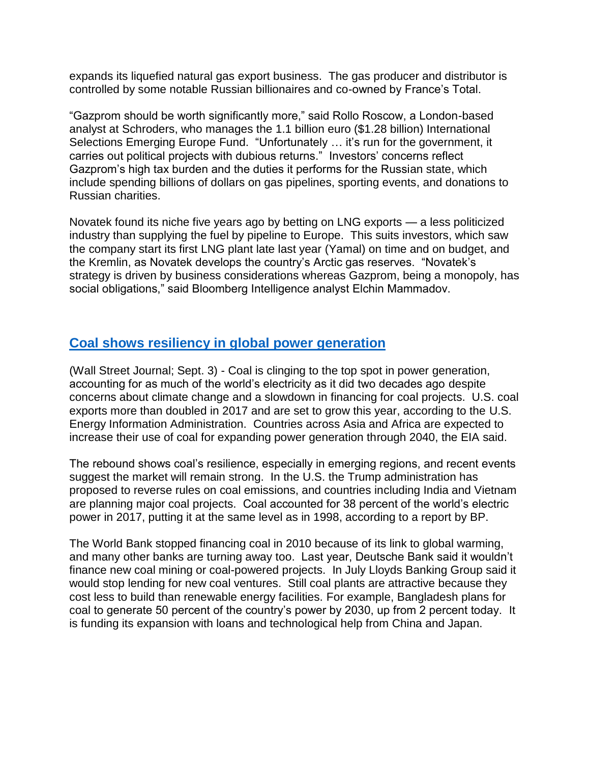expands its liquefied natural gas export business. The gas producer and distributor is controlled by some notable Russian billionaires and co-owned by France's Total.

"Gazprom should be worth significantly more," said Rollo Roscow, a London-based analyst at Schroders, who manages the 1.1 billion euro ($1.28 billion) International Selections Emerging Europe Fund. "Unfortunately … it's run for the government, it carries out political projects with dubious returns." Investors' concerns reflect Gazprom's high tax burden and the duties it performs for the Russian state, which include spending billions of dollars on gas pipelines, sporting events, and donations to Russian charities.

Novatek found its niche five years ago by betting on LNG exports — a less politicized industry than supplying the fuel by pipeline to Europe. This suits investors, which saw the company start its first LNG plant late last year (Yamal) on time and on budget, and the Kremlin, as Novatek develops the country's Arctic gas reserves. "Novatek's strategy is driven by business considerations whereas Gazprom, being a monopoly, has social obligations," said Bloomberg Intelligence analyst Elchin Mammadov.

## Coal shows resiliency in global power generation

(Wall Street Journal; Sept. 3) - Coal is clinging to the top spot in power generation, accounting for as much of the world's electricity as it did two decades ago despite concerns about climate change and a slowdown in financing for coal projects. U.S. coal exports more than doubled in 2017 and are set to grow this year, according to the U.S. Energy Information Administration. Countries across Asia and Africa are expected to increase their use of coal for expanding power generation through 2040, the EIA said.

The rebound shows coal's resilience, especially in emerging regions, and recent events suggest the market will remain strong. In the U.S. the Trump administration has proposed to reverse rules on coal emissions, and countries including India and Vietnam are planning major coal projects. Coal accounted for 38 percent of the world's electric power in 2017, putting it at the same level as in 1998, according to a report by BP.

The World Bank stopped financing coal in 2010 because of its link to global warming, and many other banks are turning away too. Last year, Deutsche Bank said it wouldn't finance new coal mining or coal-powered projects. In July Lloyds Banking Group said it would stop lending for new coal ventures. Still coal plants are attractive because they cost less to build than renewable energy facilities. For example, Bangladesh plans for coal to generate 50 percent of the country's power by 2030, up from 2 percent today. It is funding its expansion with loans and technological help from China and Japan.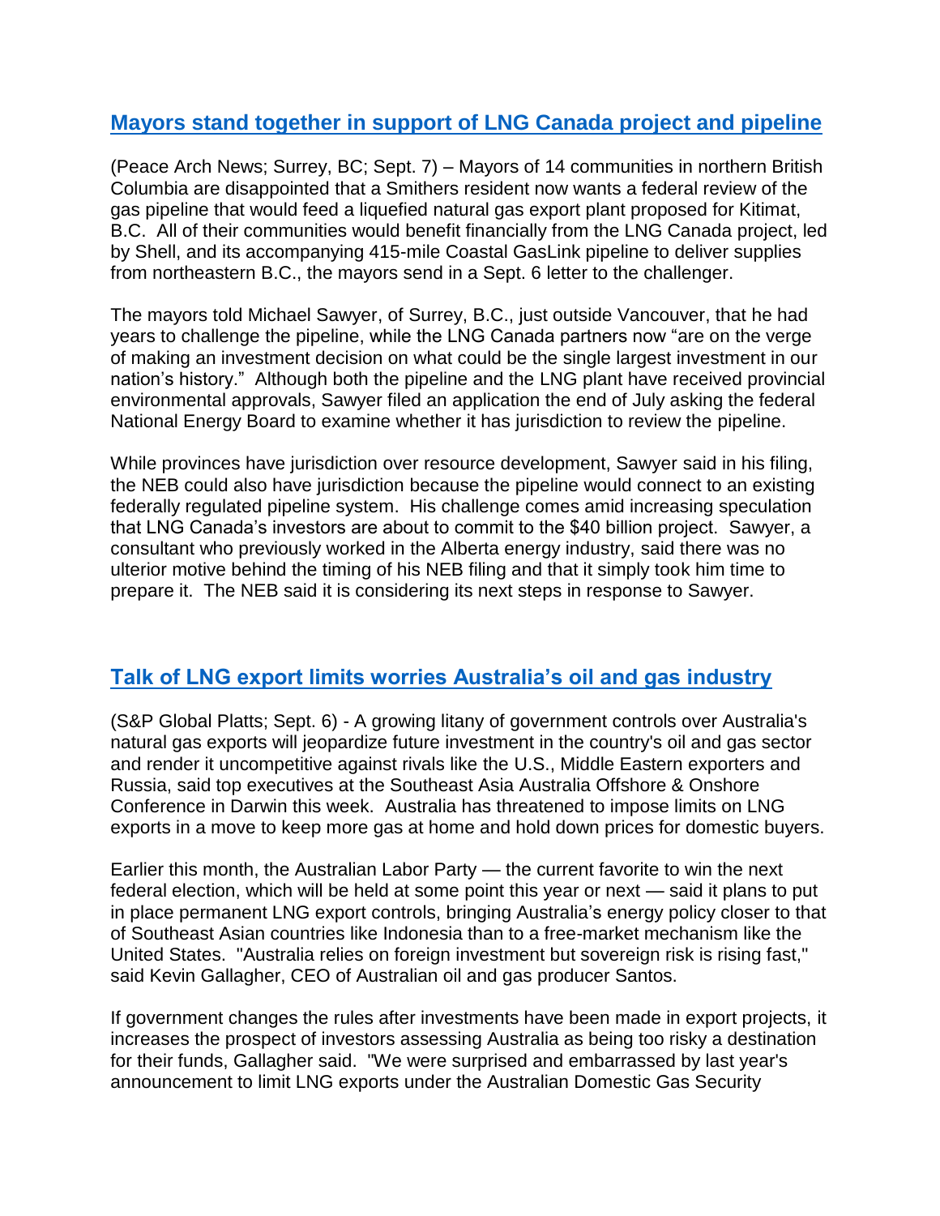## [Mayors stand together in support of LNG Canada project and pipeline]()

(Peace Arch News; Surrey, BC; Sept. 7) – Mayors of 14 communities in northern British Columbia are disappointed that a Smithers resident now wants a federal review of the gas pipeline that would feed a liquefied natural gas export plant proposed for Kitimat, B.C. All of their communities would benefit financially from the LNG Canada project, led by Shell, and its accompanying 415-mile Coastal GasLink pipeline to deliver supplies from northeastern B.C., the mayors send in a Sept. 6 letter to the challenger.

The mayors told Michael Sawyer, of Surrey, B.C., just outside Vancouver, that he had years to challenge the pipeline, while the LNG Canada partners now "are on the verge of making an investment decision on what could be the single largest investment in our nation's history." Although both the pipeline and the LNG plant have received provincial environmental approvals, Sawyer filed an application the end of July asking the federal National Energy Board to examine whether it has jurisdiction to review the pipeline.

While provinces have jurisdiction over resource development, Sawyer said in his filing, the NEB could also have jurisdiction because the pipeline would connect to an existing federally regulated pipeline system. His challenge comes amid increasing speculation that LNG Canada's investors are about to commit to the $40 billion project. Sawyer, a consultant who previously worked in the Alberta energy industry, said there was no ulterior motive behind the timing of his NEB filing and that it simply took him time to prepare it. The NEB said it is considering its next steps in response to Sawyer.

## [Talk of LNG export limits worries Australia's oil and gas industry]()

(S&P Global Platts; Sept. 6) - A growing litany of government controls over Australia's natural gas exports will jeopardize future investment in the country's oil and gas sector and render it uncompetitive against rivals like the U.S., Middle Eastern exporters and Russia, said top executives at the Southeast Asia Australia Offshore & Onshore Conference in Darwin this week. Australia has threatened to impose limits on LNG exports in a move to keep more gas at home and hold down prices for domestic buyers.

Earlier this month, the Australian Labor Party — the current favorite to win the next federal election, which will be held at some point this year or next — said it plans to put in place permanent LNG export controls, bringing Australia's energy policy closer to that of Southeast Asian countries like Indonesia than to a free-market mechanism like the United States. "Australia relies on foreign investment but sovereign risk is rising fast," said Kevin Gallagher, CEO of Australian oil and gas producer Santos.

If government changes the rules after investments have been made in export projects, it increases the prospect of investors assessing Australia as being too risky a destination for their funds, Gallagher said. "We were surprised and embarrassed by last year's announcement to limit LNG exports under the Australian Domestic Gas Security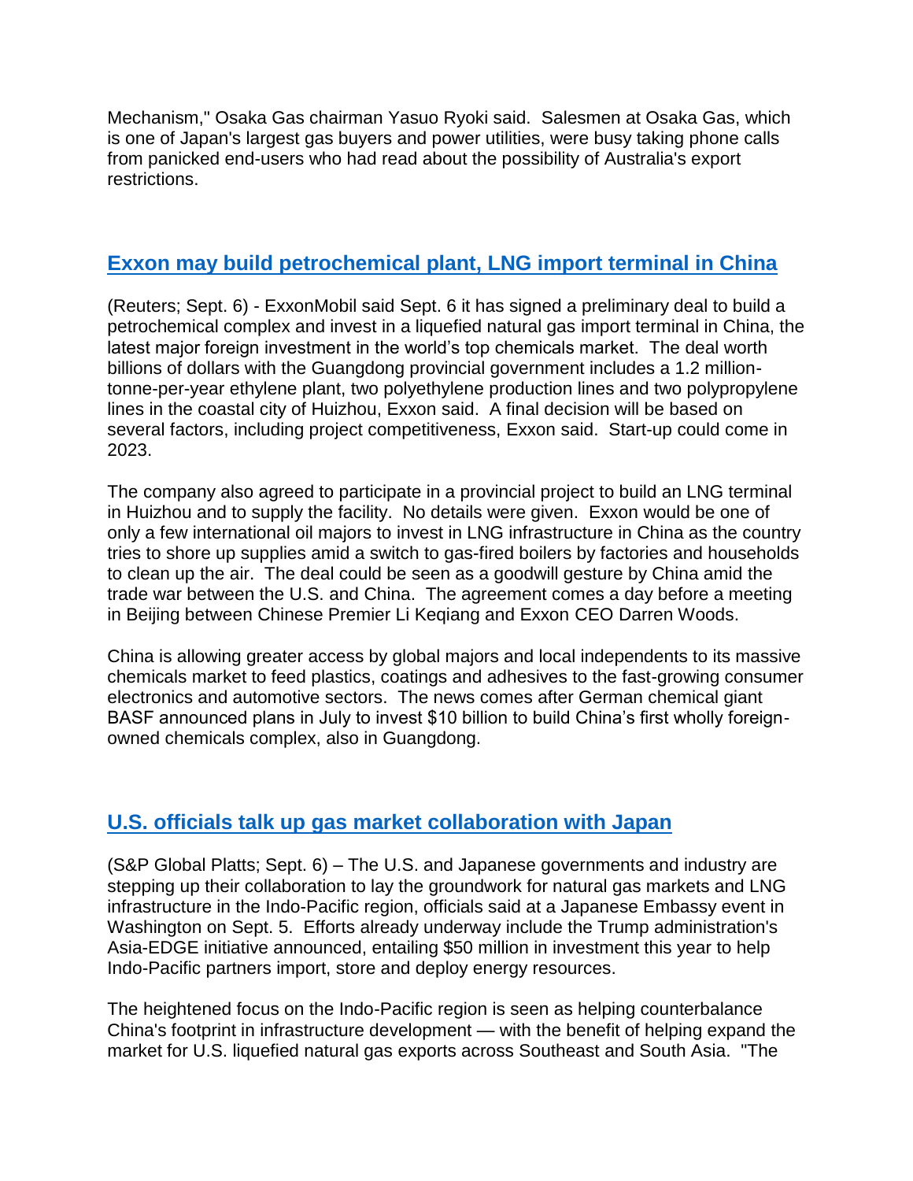Mechanism," Osaka Gas chairman Yasuo Ryoki said. Salesmen at Osaka Gas, which is one of Japan's largest gas buyers and power utilities, were busy taking phone calls from panicked end-users who had read about the possibility of Australia's export restrictions.

## Exxon may build petrochemical plant, LNG import terminal in China

(Reuters; Sept. 6) - ExxonMobil said Sept. 6 it has signed a preliminary deal to build a petrochemical complex and invest in a liquefied natural gas import terminal in China, the latest major foreign investment in the world's top chemicals market. The deal worth billions of dollars with the Guangdong provincial government includes a 1.2 million-tonne-per-year ethylene plant, two polyethylene production lines and two polypropylene lines in the coastal city of Huizhou, Exxon said. A final decision will be based on several factors, including project competitiveness, Exxon said. Start-up could come in 2023.

The company also agreed to participate in a provincial project to build an LNG terminal in Huizhou and to supply the facility. No details were given. Exxon would be one of only a few international oil majors to invest in LNG infrastructure in China as the country tries to shore up supplies amid a switch to gas-fired boilers by factories and households to clean up the air. The deal could be seen as a goodwill gesture by China amid the trade war between the U.S. and China. The agreement comes a day before a meeting in Beijing between Chinese Premier Li Keqiang and Exxon CEO Darren Woods.

China is allowing greater access by global majors and local independents to its massive chemicals market to feed plastics, coatings and adhesives to the fast-growing consumer electronics and automotive sectors. The news comes after German chemical giant BASF announced plans in July to invest $10 billion to build China's first wholly foreign-owned chemicals complex, also in Guangdong.

## U.S. officials talk up gas market collaboration with Japan

(S&P Global Platts; Sept. 6) – The U.S. and Japanese governments and industry are stepping up their collaboration to lay the groundwork for natural gas markets and LNG infrastructure in the Indo-Pacific region, officials said at a Japanese Embassy event in Washington on Sept. 5. Efforts already underway include the Trump administration's Asia-EDGE initiative announced, entailing $50 million in investment this year to help Indo-Pacific partners import, store and deploy energy resources.

The heightened focus on the Indo-Pacific region is seen as helping counterbalance China's footprint in infrastructure development — with the benefit of helping expand the market for U.S. liquefied natural gas exports across Southeast and South Asia. "The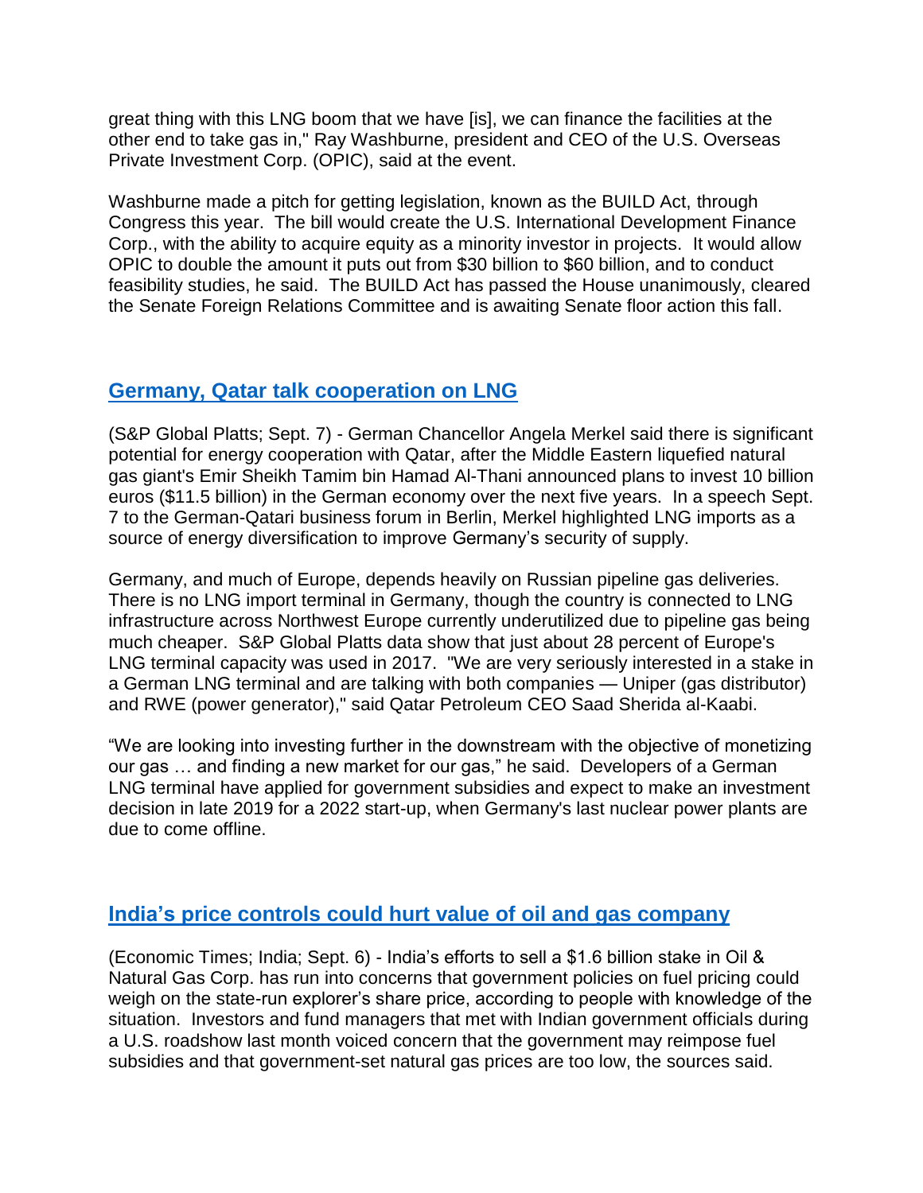great thing with this LNG boom that we have [is], we can finance the facilities at the other end to take gas in," Ray Washburne, president and CEO of the U.S. Overseas Private Investment Corp. (OPIC), said at the event.

Washburne made a pitch for getting legislation, known as the BUILD Act, through Congress this year. The bill would create the U.S. International Development Finance Corp., with the ability to acquire equity as a minority investor in projects. It would allow OPIC to double the amount it puts out from $30 billion to $60 billion, and to conduct feasibility studies, he said. The BUILD Act has passed the House unanimously, cleared the Senate Foreign Relations Committee and is awaiting Senate floor action this fall.

## Germany, Qatar talk cooperation on LNG

(S&P Global Platts; Sept. 7) - German Chancellor Angela Merkel said there is significant potential for energy cooperation with Qatar, after the Middle Eastern liquefied natural gas giant's Emir Sheikh Tamim bin Hamad Al-Thani announced plans to invest 10 billion euros ($11.5 billion) in the German economy over the next five years. In a speech Sept. 7 to the German-Qatari business forum in Berlin, Merkel highlighted LNG imports as a source of energy diversification to improve Germany's security of supply.

Germany, and much of Europe, depends heavily on Russian pipeline gas deliveries. There is no LNG import terminal in Germany, though the country is connected to LNG infrastructure across Northwest Europe currently underutilized due to pipeline gas being much cheaper. S&P Global Platts data show that just about 28 percent of Europe's LNG terminal capacity was used in 2017. "We are very seriously interested in a stake in a German LNG terminal and are talking with both companies — Uniper (gas distributor) and RWE (power generator)," said Qatar Petroleum CEO Saad Sherida al-Kaabi.

"We are looking into investing further in the downstream with the objective of monetizing our gas … and finding a new market for our gas," he said. Developers of a German LNG terminal have applied for government subsidies and expect to make an investment decision in late 2019 for a 2022 start-up, when Germany's last nuclear power plants are due to come offline.

## India's price controls could hurt value of oil and gas company

(Economic Times; India; Sept. 6) - India's efforts to sell a $1.6 billion stake in Oil & Natural Gas Corp. has run into concerns that government policies on fuel pricing could weigh on the state-run explorer's share price, according to people with knowledge of the situation. Investors and fund managers that met with Indian government officials during a U.S. roadshow last month voiced concern that the government may reimpose fuel subsidies and that government-set natural gas prices are too low, the sources said.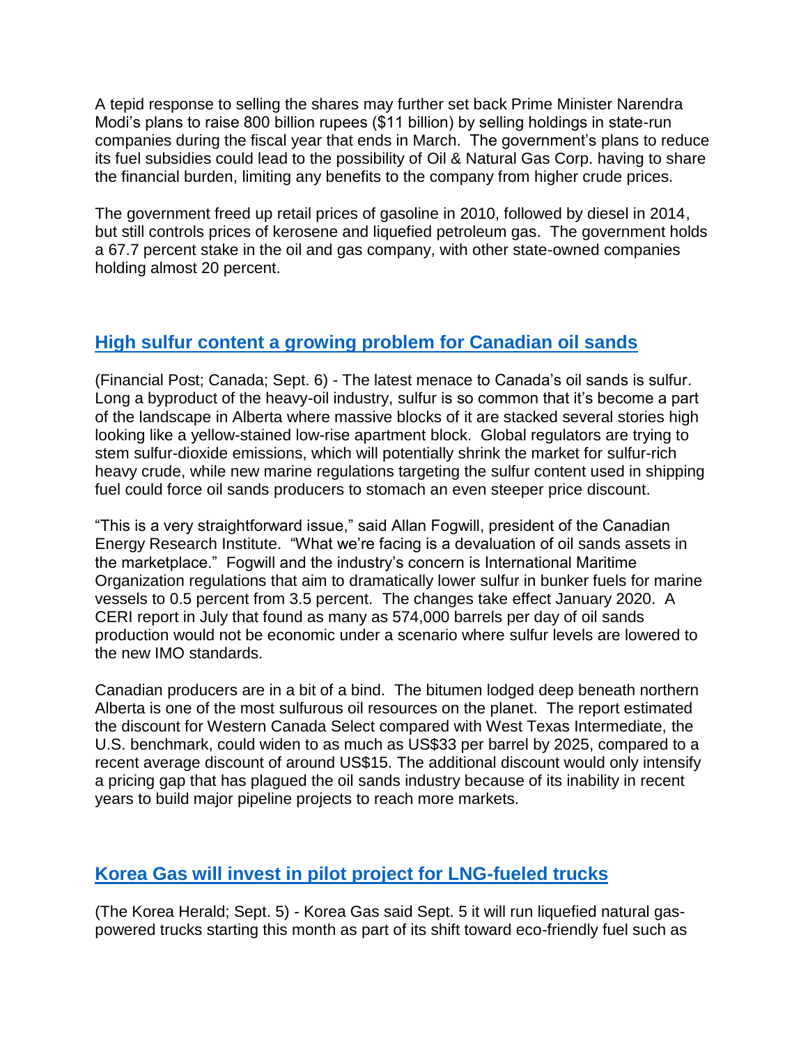A tepid response to selling the shares may further set back Prime Minister Narendra Modi's plans to raise 800 billion rupees ($11 billion) by selling holdings in state-run companies during the fiscal year that ends in March. The government's plans to reduce its fuel subsidies could lead to the possibility of Oil & Natural Gas Corp. having to share the financial burden, limiting any benefits to the company from higher crude prices.

The government freed up retail prices of gasoline in 2010, followed by diesel in 2014, but still controls prices of kerosene and liquefied petroleum gas. The government holds a 67.7 percent stake in the oil and gas company, with other state-owned companies holding almost 20 percent.

## High sulfur content a growing problem for Canadian oil sands

(Financial Post; Canada; Sept. 6) - The latest menace to Canada's oil sands is sulfur. Long a byproduct of the heavy-oil industry, sulfur is so common that it's become a part of the landscape in Alberta where massive blocks of it are stacked several stories high looking like a yellow-stained low-rise apartment block. Global regulators are trying to stem sulfur-dioxide emissions, which will potentially shrink the market for sulfur-rich heavy crude, while new marine regulations targeting the sulfur content used in shipping fuel could force oil sands producers to stomach an even steeper price discount.

"This is a very straightforward issue," said Allan Fogwill, president of the Canadian Energy Research Institute. "What we're facing is a devaluation of oil sands assets in the marketplace." Fogwill and the industry's concern is International Maritime Organization regulations that aim to dramatically lower sulfur in bunker fuels for marine vessels to 0.5 percent from 3.5 percent. The changes take effect January 2020. A CERI report in July that found as many as 574,000 barrels per day of oil sands production would not be economic under a scenario where sulfur levels are lowered to the new IMO standards.

Canadian producers are in a bit of a bind. The bitumen lodged deep beneath northern Alberta is one of the most sulfurous oil resources on the planet. The report estimated the discount for Western Canada Select compared with West Texas Intermediate, the U.S. benchmark, could widen to as much as US$33 per barrel by 2025, compared to a recent average discount of around US$15. The additional discount would only intensify a pricing gap that has plagued the oil sands industry because of its inability in recent years to build major pipeline projects to reach more markets.

## Korea Gas will invest in pilot project for LNG-fueled trucks

(The Korea Herald; Sept. 5) - Korea Gas said Sept. 5 it will run liquefied natural gas-powered trucks starting this month as part of its shift toward eco-friendly fuel such as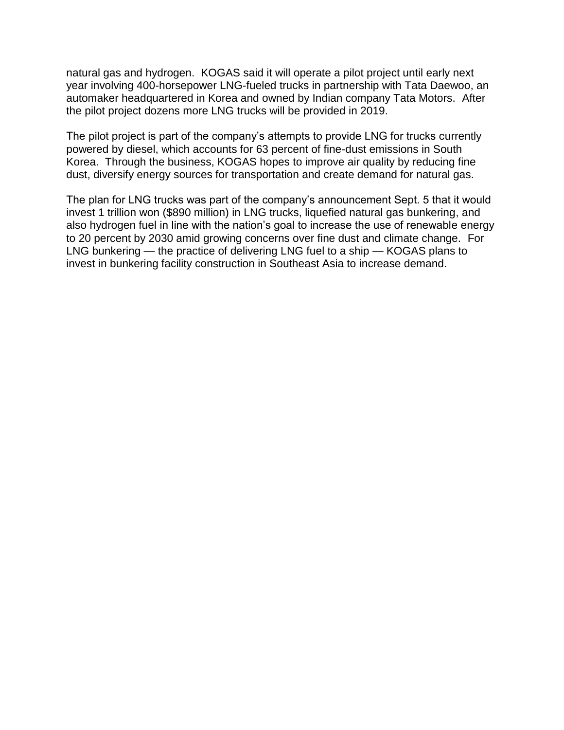natural gas and hydrogen.  KOGAS said it will operate a pilot project until early next year involving 400-horsepower LNG-fueled trucks in partnership with Tata Daewoo, an automaker headquartered in Korea and owned by Indian company Tata Motors.  After the pilot project dozens more LNG trucks will be provided in 2019.

The pilot project is part of the company's attempts to provide LNG for trucks currently powered by diesel, which accounts for 63 percent of fine-dust emissions in South Korea.  Through the business, KOGAS hopes to improve air quality by reducing fine dust, diversify energy sources for transportation and create demand for natural gas.

The plan for LNG trucks was part of the company's announcement Sept. 5 that it would invest 1 trillion won ($890 million) in LNG trucks, liquefied natural gas bunkering, and also hydrogen fuel in line with the nation's goal to increase the use of renewable energy to 20 percent by 2030 amid growing concerns over fine dust and climate change.  For LNG bunkering — the practice of delivering LNG fuel to a ship — KOGAS plans to invest in bunkering facility construction in Southeast Asia to increase demand.